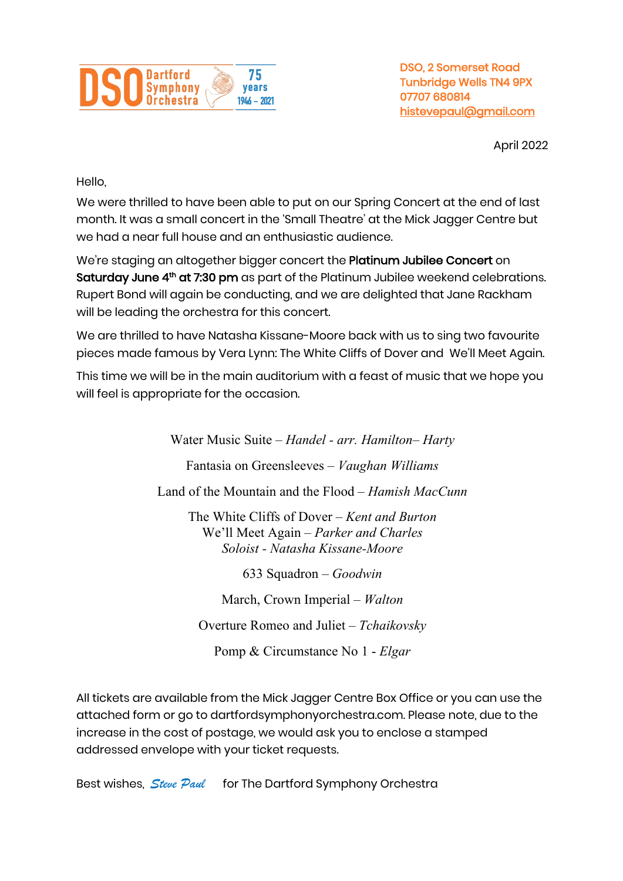DSO Dartford Symphony Orchestra 75 years 1946 – 2021

DSO, 2 Somerset Road
Tunbridge Wells TN4 9PX
07707 680814
histevepaul@gmail.com

April 2022

Hello,

We were thrilled to have been able to put on our Spring Concert at the end of last month. It was a small concert in the 'Small Theatre' at the Mick Jagger Centre but we had a near full house and an enthusiastic audience.

We're staging an altogether bigger concert the **Platinum Jubilee Concert** on **Saturday June 4th at 7:30 pm** as part of the Platinum Jubilee weekend celebrations. Rupert Bond will again be conducting, and we are delighted that Jane Rackham will be leading the orchestra for this concert.

We are thrilled to have Natasha Kissane-Moore back with us to sing two favourite pieces made famous by Vera Lynn: The White Cliffs of Dover and We'll Meet Again.

This time we will be in the main auditorium with a feast of music that we hope you will feel is appropriate for the occasion.

Water Music Suite – *Handel - arr. Hamilton– Harty*

Fantasia on Greensleeves – *Vaughan Williams*

Land of the Mountain and the Flood – *Hamish MacCunn*

The White Cliffs of Dover – *Kent and Burton*
We'll Meet Again – *Parker and Charles*
*Soloist - Natasha Kissane-Moore*

633 Squadron – *Goodwin*

March, Crown Imperial – *Walton*

Overture Romeo and Juliet – *Tchaikovsky*

Pomp & Circumstance No 1 - *Elgar*

All tickets are available from the Mick Jagger Centre Box Office or you can use the attached form or go to dartfordsymphonyorchestra.com. Please note, due to the increase in the cost of postage, we would ask you to enclose a stamped addressed envelope with your ticket requests.

Best wishes, *Steve Paul* for The Dartford Symphony Orchestra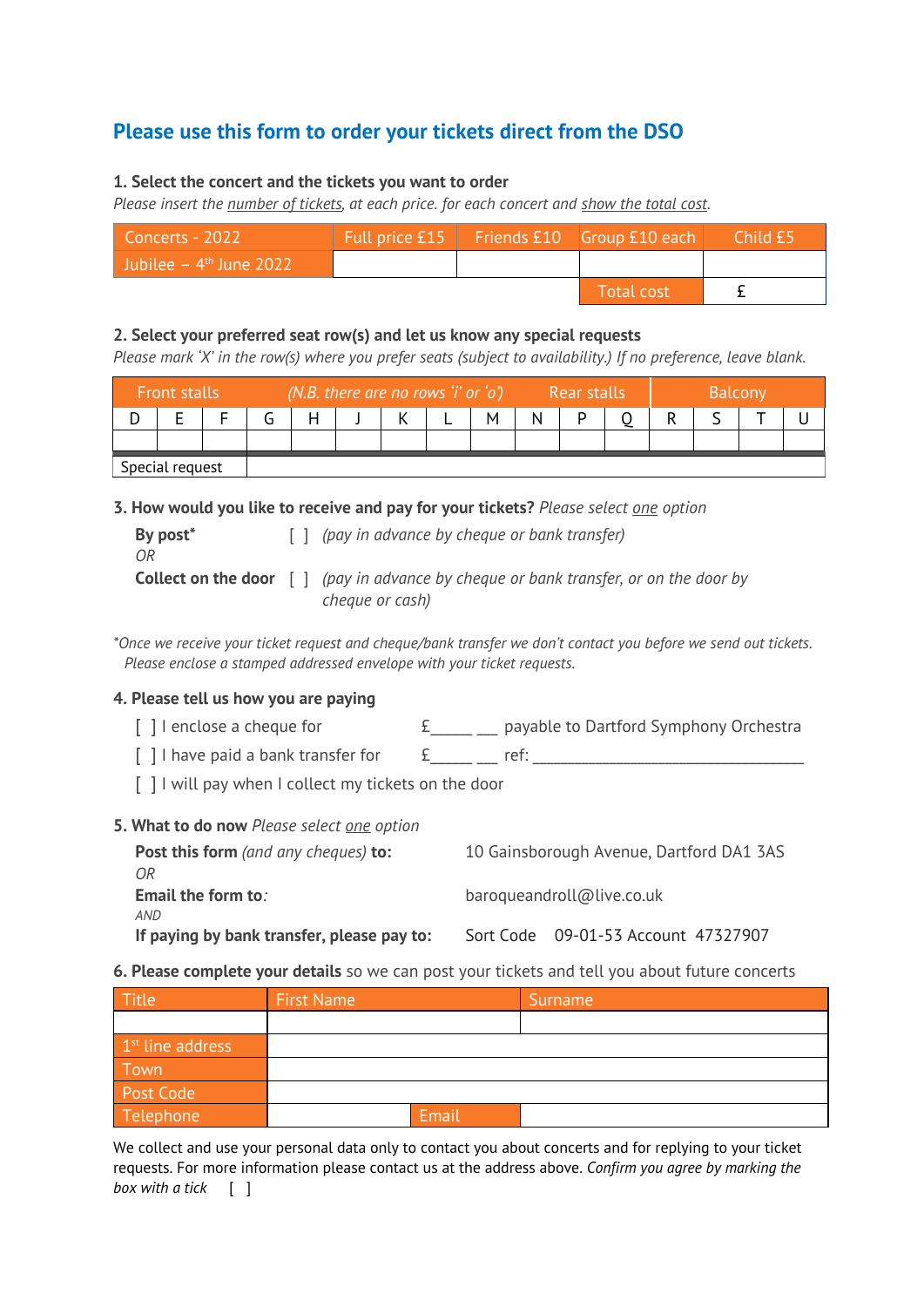## Please use this form to order your tickets direct from the DSO

### 1. Select the concert and the tickets you want to order

*Please insert the number of tickets, at each price. for each concert and show the total cost.*

| Concerts - 2022 | Full price £15 | Friends £10 | Group £10 each | Child £5 |
|---|---|---|---|---|
| Jubilee – 4th June 2022 | | | | |
| | | | Total cost | £ |

### 2. Select your preferred seat row(s) and let us know any special requests

*Please mark 'X' in the row(s) where you prefer seats (subject to availability.) If no preference, leave blank.*

| Front stalls | | | *(N.B. there are no rows 'i' or 'o')* | | | | | Rear stalls | | | | Balcony | | | |
|---|---|---|---|---|---|---|---|---|---|---|---|---|---|---|---|
| D | E | F | G | H | J | K | L | M | N | P | Q | R | S | T | U |
| | | | | | | | | | | | | | | | |
| Special request | | | | | | | | | | | | | | | |

### 3. How would you like to receive and pay for your tickets? *Please select one option*

**By post*** [ ] *(pay in advance by cheque or bank transfer)*
*OR*
**Collect on the door** [ ] *(pay in advance by cheque or bank transfer, or on the door by cheque or cash)*

*\*Once we receive your ticket request and cheque/bank transfer we don't contact you before we send out tickets. Please enclose a stamped addressed envelope with your ticket requests.*

### 4. Please tell us how you are paying

[ ] I enclose a cheque for £_____ ___ payable to Dartford Symphony Orchestra
[ ] I have paid a bank transfer for £_____ ___ ref: ________________________________
[ ] I will pay when I collect my tickets on the door

### 5. What to do now *Please select one option*

**Post this form** *(and any cheques)* **to:** 10 Gainsborough Avenue, Dartford DA1 3AS
*OR*
**Email the form to***:* baroqueandroll@live.co.uk
*AND*
**If paying by bank transfer, please pay to:** Sort Code 09-01-53 Account 47327907

### 6. Please complete your details so we can post your tickets and tell you about future concerts

| Title | First Name | | Surname |
|---|---|---|---|
| | | | |
| 1st line address | | | |
| Town | | | |
| Post Code | | | |
| Telephone | | Email | |

We collect and use your personal data only to contact you about concerts and for replying to your ticket requests. For more information please contact us at the address above. *Confirm you agree by marking the box with a tick* [ ]